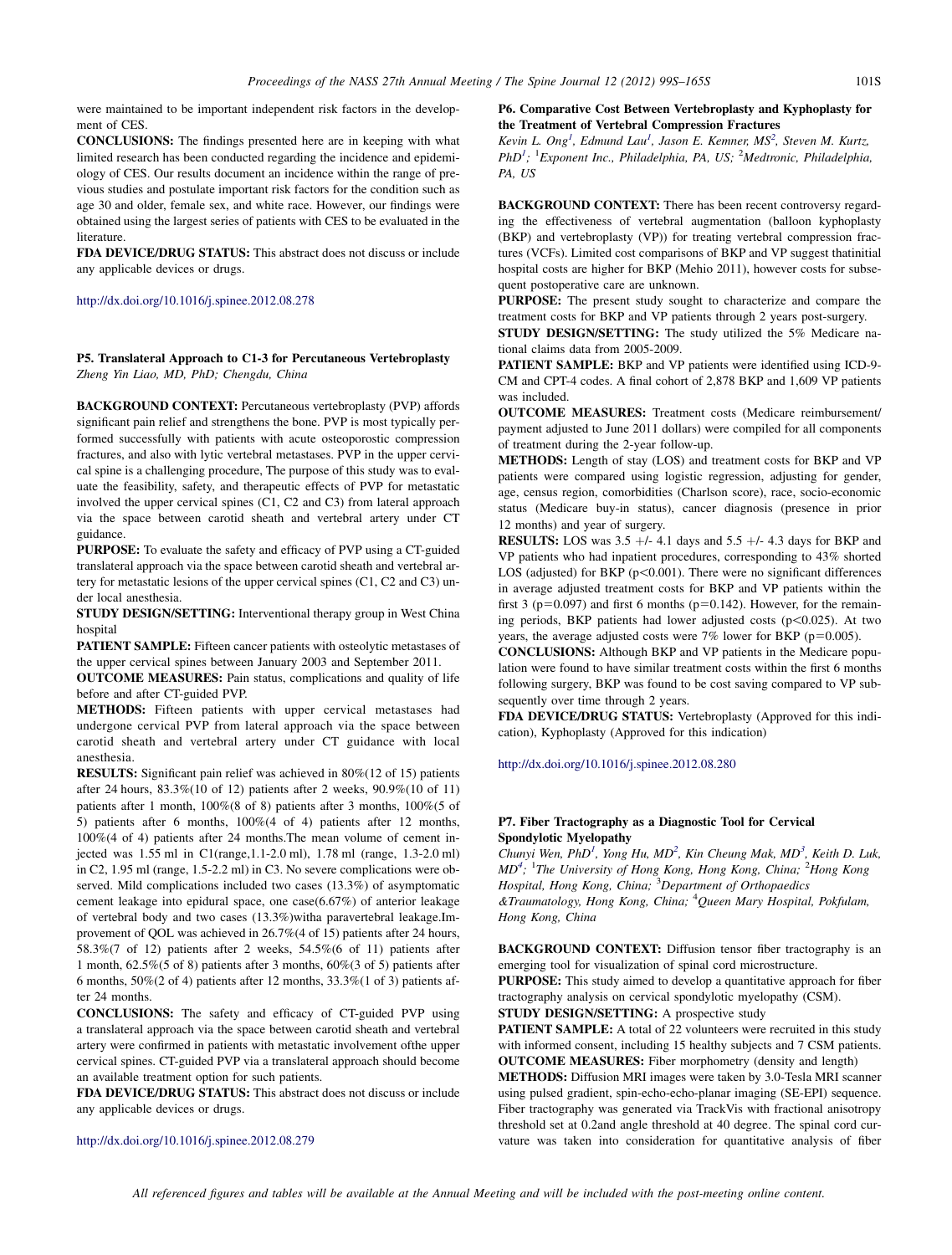were maintained to be important independent risk factors in the development of CES.

**CONCLUSIONS:** The findings presented here are in keeping with what limited research has been conducted regarding the incidence and epidemiology of CES. Our results document an incidence within the range of previous studies and postulate important risk factors for the condition such as age 30 and older, female sex, and white race. However, our findings were obtained using the largest series of patients with CES to be evaluated in the literature.

**FDA DEVICE/DRUG STATUS:** This abstract does not discuss or include any applicable devices or drugs.

http://dx.doi.org/10.1016/j.spinee.2012.08.278

## P5. Translateral Approach to C1-3 for Percutaneous Vertebroplasty

*Zheng Yin Liao, MD, PhD; Chengdu, China*

**BACKGROUND CONTEXT:** Percutaneous vertebroplasty (PVP) affords significant pain relief and strengthens the bone. PVP is most typically performed successfully with patients with acute osteoporostic compression fractures, and also with lytic vertebral metastases. PVP in the upper cervical spine is a challenging procedure, The purpose of this study was to evaluate the feasibility, safety, and therapeutic effects of PVP for metastatic involved the upper cervical spines (C1, C2 and C3) from lateral approach via the space between carotid sheath and vertebral artery under CT guidance.

**PURPOSE:** To evaluate the safety and efficacy of PVP using a CT-guided translateral approach via the space between carotid sheath and vertebral artery for metastatic lesions of the upper cervical spines (C1, C2 and C3) under local anesthesia.

**STUDY DESIGN/SETTING:** Interventional therapy group in West China hospital

**PATIENT SAMPLE:** Fifteen cancer patients with osteolytic metastases of the upper cervical spines between January 2003 and September 2011.

**OUTCOME MEASURES:** Pain status, complications and quality of life before and after CT-guided PVP.

**METHODS:** Fifteen patients with upper cervical metastases had undergone cervical PVP from lateral approach via the space between carotid sheath and vertebral artery under CT guidance with local anesthesia.

**RESULTS:** Significant pain relief was achieved in 80%(12 of 15) patients after 24 hours, 83.3%(10 of 12) patients after 2 weeks, 90.9%(10 of 11) patients after 1 month, 100%(8 of 8) patients after 3 months, 100%(5 of 5) patients after 6 months, 100%(4 of 4) patients after 12 months, 100%(4 of 4) patients after 24 months.The mean volume of cement injected was 1.55 ml in C1(range,1.1-2.0 ml), 1.78 ml (range, 1.3-2.0 ml) in C2, 1.95 ml (range, 1.5-2.2 ml) in C3. No severe complications were observed. Mild complications included two cases (13.3%) of asymptomatic cement leakage into epidural space, one case(6.67%) of anterior leakage of vertebral body and two cases (13.3%)witha paravertebral leakage.Improvement of QOL was achieved in 26.7%(4 of 15) patients after 24 hours, 58.3%(7 of 12) patients after 2 weeks, 54.5%(6 of 11) patients after 1 month, 62.5%(5 of 8) patients after 3 months, 60%(3 of 5) patients after 6 months, 50%(2 of 4) patients after 12 months, 33.3%(1 of 3) patients after 24 months.

**CONCLUSIONS:** The safety and efficacy of CT-guided PVP using a translateral approach via the space between carotid sheath and vertebral artery were confirmed in patients with metastatic involvement ofthe upper cervical spines. CT-guided PVP via a translateral approach should become an available treatment option for such patients.

**FDA DEVICE/DRUG STATUS:** This abstract does not discuss or include any applicable devices or drugs.

http://dx.doi.org/10.1016/j.spinee.2012.08.279

## P6. Comparative Cost Between Vertebroplasty and Kyphoplasty for the Treatment of Vertebral Compression Fractures

*Kevin L. Ong[1], Edmund Lau[1], Jason E. Kemner, MS[2], Steven M. Kurtz, PhD[1]; [1]Exponent Inc., Philadelphia, PA, US; [2]Medtronic, Philadelphia, PA, US*

**BACKGROUND CONTEXT:** There has been recent controversy regarding the effectiveness of vertebral augmentation (balloon kyphoplasty (BKP) and vertebroplasty (VP)) for treating vertebral compression fractures (VCFs). Limited cost comparisons of BKP and VP suggest thatinitial hospital costs are higher for BKP (Mehio 2011), however costs for subsequent postoperative care are unknown.

**PURPOSE:** The present study sought to characterize and compare the treatment costs for BKP and VP patients through 2 years post-surgery.

**STUDY DESIGN/SETTING:** The study utilized the 5% Medicare national claims data from 2005-2009.

**PATIENT SAMPLE:** BKP and VP patients were identified using ICD-9-CM and CPT-4 codes. A final cohort of 2,878 BKP and 1,609 VP patients was included.

**OUTCOME MEASURES:** Treatment costs (Medicare reimbursement/payment adjusted to June 2011 dollars) were compiled for all components of treatment during the 2-year follow-up.

**METHODS:** Length of stay (LOS) and treatment costs for BKP and VP patients were compared using logistic regression, adjusting for gender, age, census region, comorbidities (Charlson score), race, socio-economic status (Medicare buy-in status), cancer diagnosis (presence in prior 12 months) and year of surgery.

**RESULTS:** LOS was 3.5 +/- 4.1 days and 5.5 +/- 4.3 days for BKP and VP patients who had inpatient procedures, corresponding to 43% shorted LOS (adjusted) for BKP ($p<0.001$). There were no significant differences in average adjusted treatment costs for BKP and VP patients within the first 3 ($p=0.097$) and first 6 months ($p=0.142$). However, for the remaining periods, BKP patients had lower adjusted costs ($p<0.025$). At two years, the average adjusted costs were 7% lower for BKP ($p=0.005$).

**CONCLUSIONS:** Although BKP and VP patients in the Medicare population were found to have similar treatment costs within the first 6 months following surgery, BKP was found to be cost saving compared to VP subsequently over time through 2 years.

**FDA DEVICE/DRUG STATUS:** Vertebroplasty (Approved for this indication), Kyphoplasty (Approved for this indication)

http://dx.doi.org/10.1016/j.spinee.2012.08.280

## P7. Fiber Tractography as a Diagnostic Tool for Cervical Spondylotic Myelopathy

*Chunyi Wen, PhD[1], Yong Hu, MD[2], Kin Cheung Mak, MD[3], Keith D. Luk, MD[4]; [1]The University of Hong Kong, Hong Kong, China; [2]Hong Kong Hospital, Hong Kong, China; [3]Department of Orthopaedics &Traumatology, Hong Kong, China; [4]Queen Mary Hospital, Pokfulam, Hong Kong, China*

**BACKGROUND CONTEXT:** Diffusion tensor fiber tractography is an emerging tool for visualization of spinal cord microstructure.

**PURPOSE:** This study aimed to develop a quantitative approach for fiber tractography analysis on cervical spondylotic myelopathy (CSM).

**STUDY DESIGN/SETTING:** A prospective study

**PATIENT SAMPLE:** A total of 22 volunteers were recruited in this study with informed consent, including 15 healthy subjects and 7 CSM patients.

**OUTCOME MEASURES:** Fiber morphometry (density and length)

**METHODS:** Diffusion MRI images were taken by 3.0-Tesla MRI scanner using pulsed gradient, spin-echo-echo-planar imaging (SE-EPI) sequence. Fiber tractography was generated via TrackVis with fractional anisotropy threshold set at 0.2and angle threshold at 40 degree. The spinal cord curvature was taken into consideration for quantitative analysis of fiber

All referenced figures and tables will be available at the Annual Meeting and will be included with the post-meeting online content.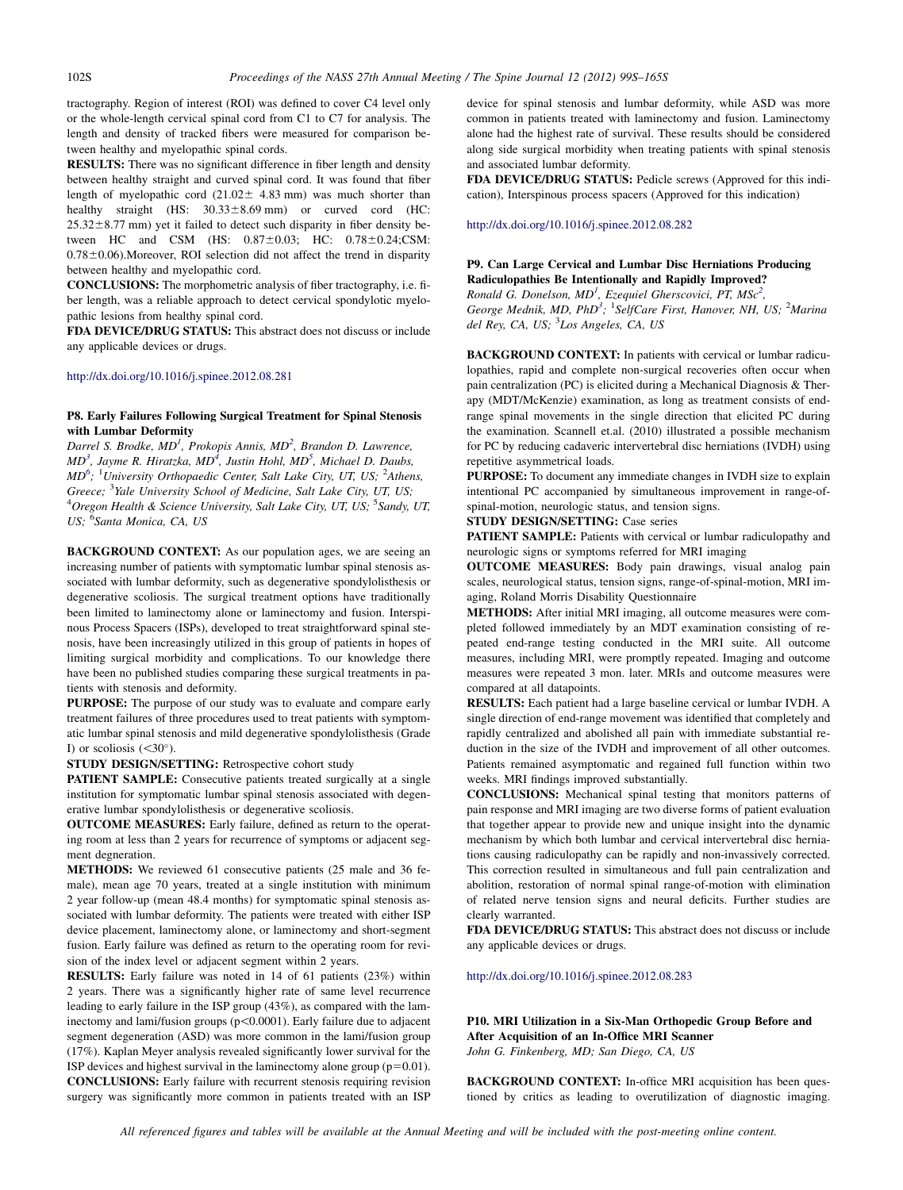tractography. Region of interest (ROI) was defined to cover C4 level only or the whole-length cervical spinal cord from C1 to C7 for analysis. The length and density of tracked fibers were measured for comparison between healthy and myelopathic spinal cords.

**RESULTS:** There was no significant difference in fiber length and density between healthy straight and curved spinal cord. It was found that fiber length of myelopathic cord (21.02$\pm$ 4.83 mm) was much shorter than healthy straight (HS: 30.33$\pm$8.69 mm) or curved cord (HC: 25.32$\pm$8.77 mm) yet it failed to detect such disparity in fiber density between HC and CSM (HS: 0.87$\pm$0.03; HC: 0.78$\pm$0.24;CSM: 0.78$\pm$0.06).Moreover, ROI selection did not affect the trend in disparity between healthy and myelopathic cord.

**CONCLUSIONS:** The morphometric analysis of fiber tractography, i.e. fiber length, was a reliable approach to detect cervical spondylotic myelopathic lesions from healthy spinal cord.

**FDA DEVICE/DRUG STATUS:** This abstract does not discuss or include any applicable devices or drugs.

http://dx.doi.org/10.1016/j.spinee.2012.08.281

### P8. Early Failures Following Surgical Treatment for Spinal Stenosis with Lumbar Deformity

*Darrel S. Brodke, MD[1], Prokopis Annis, MD[2], Brandon D. Lawrence, MD[3], Jayme R. Hiratzka, MD[4], Justin Hohl, MD[5], Michael D. Daubs, MD[6]; [1]University Orthopaedic Center, Salt Lake City, UT, US; [2]Athens, Greece; [3]Yale University School of Medicine, Salt Lake City, UT, US; [4]Oregon Health & Science University, Salt Lake City, UT, US; [5]Sandy, UT, US; [6]Santa Monica, CA, US*

**BACKGROUND CONTEXT:** As our population ages, we are seeing an increasing number of patients with symptomatic lumbar spinal stenosis associated with lumbar deformity, such as degenerative spondylolisthesis or degenerative scoliosis. The surgical treatment options have traditionally been limited to laminectomy alone or laminectomy and fusion. Interspinous Process Spacers (ISPs), developed to treat straightforward spinal stenosis, have been increasingly utilized in this group of patients in hopes of limiting surgical morbidity and complications. To our knowledge there have been no published studies comparing these surgical treatments in patients with stenosis and deformity.

**PURPOSE:** The purpose of our study was to evaluate and compare early treatment failures of three procedures used to treat patients with symptomatic lumbar spinal stenosis and mild degenerative spondylolisthesis (Grade I) or scoliosis ($<30°$).

**STUDY DESIGN/SETTING:** Retrospective cohort study

**PATIENT SAMPLE:** Consecutive patients treated surgically at a single institution for symptomatic lumbar spinal stenosis associated with degenerative lumbar spondylolisthesis or degenerative scoliosis.

**OUTCOME MEASURES:** Early failure, defined as return to the operating room at less than 2 years for recurrence of symptoms or adjacent segment degeneration.

**METHODS:** We reviewed 61 consecutive patients (25 male and 36 female), mean age 70 years, treated at a single institution with minimum 2 year follow-up (mean 48.4 months) for symptomatic spinal stenosis associated with lumbar deformity. The patients were treated with either ISP device placement, laminectomy alone, or laminectomy and short-segment fusion. Early failure was defined as return to the operating room for revision of the index level or adjacent segment within 2 years.

**RESULTS:** Early failure was noted in 14 of 61 patients (23%) within 2 years. There was a significantly higher rate of same level recurrence leading to early failure in the ISP group (43%), as compared with the laminectomy and lami/fusion groups ($p<0.0001$). Early failure due to adjacent segment degeneration (ASD) was more common in the lami/fusion group (17%). Kaplan Meyer analysis revealed significantly lower survival for the ISP devices and highest survival in the laminectomy alone group ($p=0.01$).

**CONCLUSIONS:** Early failure with recurrent stenosis requiring revision surgery was significantly more common in patients treated with an ISP device for spinal stenosis and lumbar deformity, while ASD was more common in patients treated with laminectomy and fusion. Laminectomy alone had the highest rate of survival. These results should be considered along side surgical morbidity when treating patients with spinal stenosis and associated lumbar deformity.

**FDA DEVICE/DRUG STATUS:** Pedicle screws (Approved for this indication), Interspinous process spacers (Approved for this indication)

http://dx.doi.org/10.1016/j.spinee.2012.08.282

### P9. Can Large Cervical and Lumbar Disc Herniations Producing Radiculopathies Be Intentionally and Rapidly Improved?

*Ronald G. Donelson, MD[1], Ezequiel Gherscovici, PT, MSc[2], George Mednik, MD, PhD[3]; [1]SelfCare First, Hanover, NH, US; [2]Marina del Rey, CA, US; [3]Los Angeles, CA, US*

**BACKGROUND CONTEXT:** In patients with cervical or lumbar radiculopathies, rapid and complete non-surgical recoveries often occur when pain centralization (PC) is elicited during a Mechanical Diagnosis & Therapy (MDT/McKenzie) examination, as long as treatment consists of end-range spinal movements in the single direction that elicited PC during the examination. Scannell et.al. (2010) illustrated a possible mechanism for PC by reducing cadaveric intervertebral disc herniations (IVDH) using repetitive asymmetrical loads.

**PURPOSE:** To document any immediate changes in IVDH size to explain intentional PC accompanied by simultaneous improvement in range-of-spinal-motion, neurologic status, and tension signs.

**STUDY DESIGN/SETTING:** Case series

**PATIENT SAMPLE:** Patients with cervical or lumbar radiculopathy and neurologic signs or symptoms referred for MRI imaging

**OUTCOME MEASURES:** Body pain drawings, visual analog pain scales, neurological status, tension signs, range-of-spinal-motion, MRI imaging, Roland Morris Disability Questionnaire

**METHODS:** After initial MRI imaging, all outcome measures were completed followed immediately by an MDT examination consisting of repeated end-range testing conducted in the MRI suite. All outcome measures, including MRI, were promptly repeated. Imaging and outcome measures were repeated 3 mon. later. MRIs and outcome measures were compared at all datapoints.

**RESULTS:** Each patient had a large baseline cervical or lumbar IVDH. A single direction of end-range movement was identified that completely and rapidly centralized and abolished all pain with immediate substantial reduction in the size of the IVDH and improvement of all other outcomes. Patients remained asymptomatic and regained full function within two weeks. MRI findings improved substantially.

**CONCLUSIONS:** Mechanical spinal testing that monitors patterns of pain response and MRI imaging are two diverse forms of patient evaluation that together appear to provide new and unique insight into the dynamic mechanism by which both lumbar and cervical intervertebral disc herniations causing radiculopathy can be rapidly and non-invasively corrected. This correction resulted in simultaneous and full pain centralization and abolition, restoration of normal spinal range-of-motion with elimination of related nerve tension signs and neural deficits. Further studies are clearly warranted.

**FDA DEVICE/DRUG STATUS:** This abstract does not discuss or include any applicable devices or drugs.

http://dx.doi.org/10.1016/j.spinee.2012.08.283

### P10. MRI Utilization in a Six-Man Orthopedic Group Before and After Acquisition of an In-Office MRI Scanner

*John G. Finkenberg, MD; San Diego, CA, US*

**BACKGROUND CONTEXT:** In-office MRI acquisition has been questioned by critics as leading to overutilization of diagnostic imaging.

*All referenced figures and tables will be available at the Annual Meeting and will be included with the post-meeting online content.*